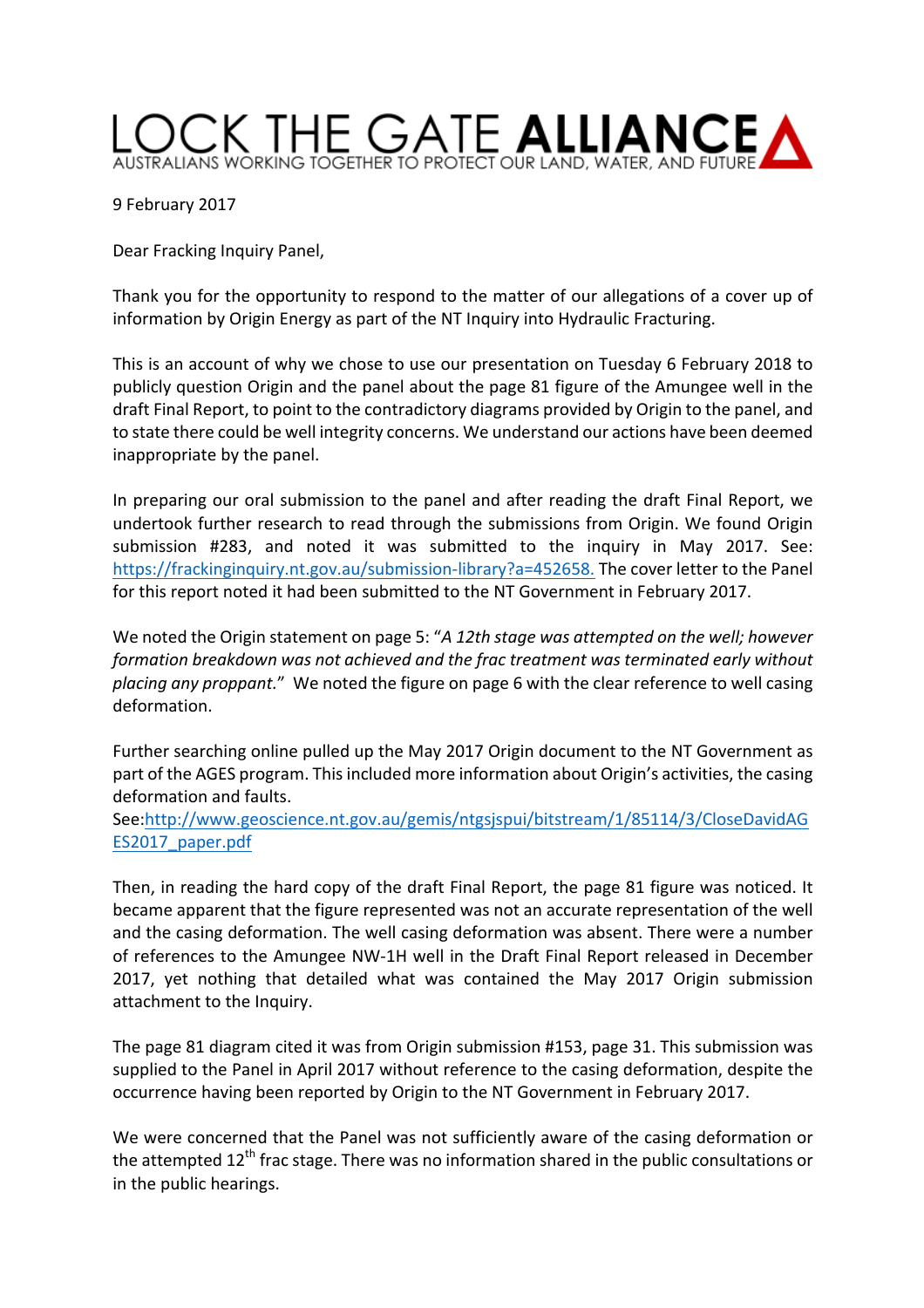# LOCK THE GATE **ALLIANCE**

AUSTRALIANS WORKING TOGETHER TO PROTECT OUR LAND, WATER, AND FUTURE

9 February 2017

Dear Fracking Inquiry Panel,

Thank you for the opportunity to respond to the matter of our allegations of a cover up of information by Origin Energy as part of the NT Inquiry into Hydraulic Fracturing.

This is an account of why we chose to use our presentation on Tuesday 6 February 2018 to publicly question Origin and the panel about the page 81 figure of the Amungee well in the draft Final Report, to point to the contradictory diagrams provided by Origin to the panel, and to state there could be well integrity concerns. We understand our actions have been deemed inappropriate by the panel.

In preparing our oral submission to the panel and after reading the draft Final Report, we undertook further research to read through the submissions from Origin. We found Origin submission #283, and noted it was submitted to the inquiry in May 2017. See: [https://frackinginquiry.nt.gov.au/submission-library?a=452658.](https://frackinginquiry.nt.gov.au/submission-library?a=452658) The cover letter to the Panel for this report noted it had been submitted to the NT Government in February 2017.

We noted the Origin statement on page 5: "*A 12th stage was attempted on the well; however formation breakdown was not achieved and the frac treatment was terminated early without placing any proppant.*" We noted the figure on page 6 with the clear reference to well casing deformation.

Further searching online pulled up the May 2017 Origin document to the NT Government as part of the AGES program. This included more information about Origin's activities, the casing deformation and faults.
See:[http://www.geoscience.nt.gov.au/gemis/ntgsjspui/bitstream/1/85114/3/CloseDavidAGES2017_paper.pdf](http://www.geoscience.nt.gov.au/gemis/ntgsjspui/bitstream/1/85114/3/CloseDavidAGES2017_paper.pdf)

Then, in reading the hard copy of the draft Final Report, the page 81 figure was noticed. It became apparent that the figure represented was not an accurate representation of the well and the casing deformation. The well casing deformation was absent. There were a number of references to the Amungee NW-1H well in the Draft Final Report released in December 2017, yet nothing that detailed what was contained the May 2017 Origin submission attachment to the Inquiry.

The page 81 diagram cited it was from Origin submission #153, page 31. This submission was supplied to the Panel in April 2017 without reference to the casing deformation, despite the occurrence having been reported by Origin to the NT Government in February 2017.

We were concerned that the Panel was not sufficiently aware of the casing deformation or the attempted 12th frac stage. There was no information shared in the public consultations or in the public hearings.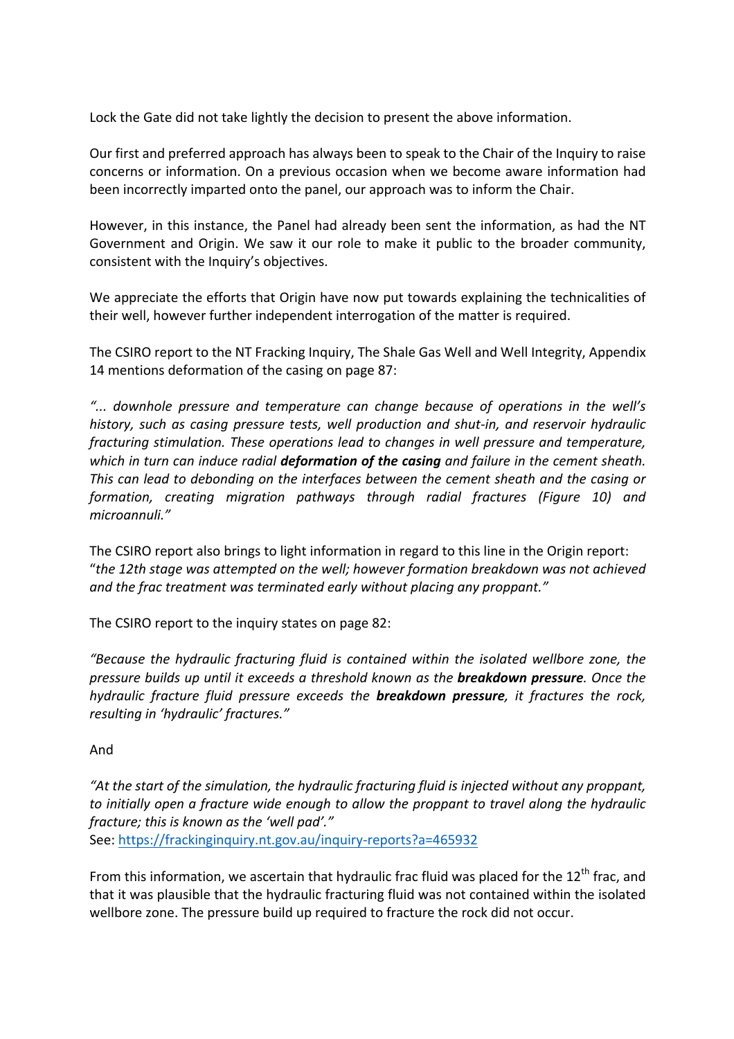Lock the Gate did not take lightly the decision to present the above information.

Our first and preferred approach has always been to speak to the Chair of the Inquiry to raise concerns or information. On a previous occasion when we become aware information had been incorrectly imparted onto the panel, our approach was to inform the Chair.

However, in this instance, the Panel had already been sent the information, as had the NT Government and Origin. We saw it our role to make it public to the broader community, consistent with the Inquiry's objectives.

We appreciate the efforts that Origin have now put towards explaining the technicalities of their well, however further independent interrogation of the matter is required.

The CSIRO report to the NT Fracking Inquiry, The Shale Gas Well and Well Integrity, Appendix 14 mentions deformation of the casing on page 87:

*"... downhole pressure and temperature can change because of operations in the well's history, such as casing pressure tests, well production and shut-in, and reservoir hydraulic fracturing stimulation. These operations lead to changes in well pressure and temperature, which in turn can induce radial **deformation of the casing** and failure in the cement sheath. This can lead to debonding on the interfaces between the cement sheath and the casing or formation, creating migration pathways through radial fractures (Figure 10) and microannuli."*

The CSIRO report also brings to light information in regard to this line in the Origin report: "*the 12th stage was attempted on the well; however formation breakdown was not achieved and the frac treatment was terminated early without placing any proppant."*

The CSIRO report to the inquiry states on page 82:

*"Because the hydraulic fracturing fluid is contained within the isolated wellbore zone, the pressure builds up until it exceeds a threshold known as the **breakdown pressure**. Once the hydraulic fracture fluid pressure exceeds the **breakdown pressure**, it fractures the rock, resulting in 'hydraulic' fractures."*

And

*"At the start of the simulation, the hydraulic fracturing fluid is injected without any proppant, to initially open a fracture wide enough to allow the proppant to travel along the hydraulic fracture; this is known as the 'well pad'."*
See: [https://frackinginquiry.nt.gov.au/inquiry-reports?a=465932](https://frackinginquiry.nt.gov.au/inquiry-reports?a=465932)

From this information, we ascertain that hydraulic frac fluid was placed for the 12th frac, and that it was plausible that the hydraulic fracturing fluid was not contained within the isolated wellbore zone. The pressure build up required to fracture the rock did not occur.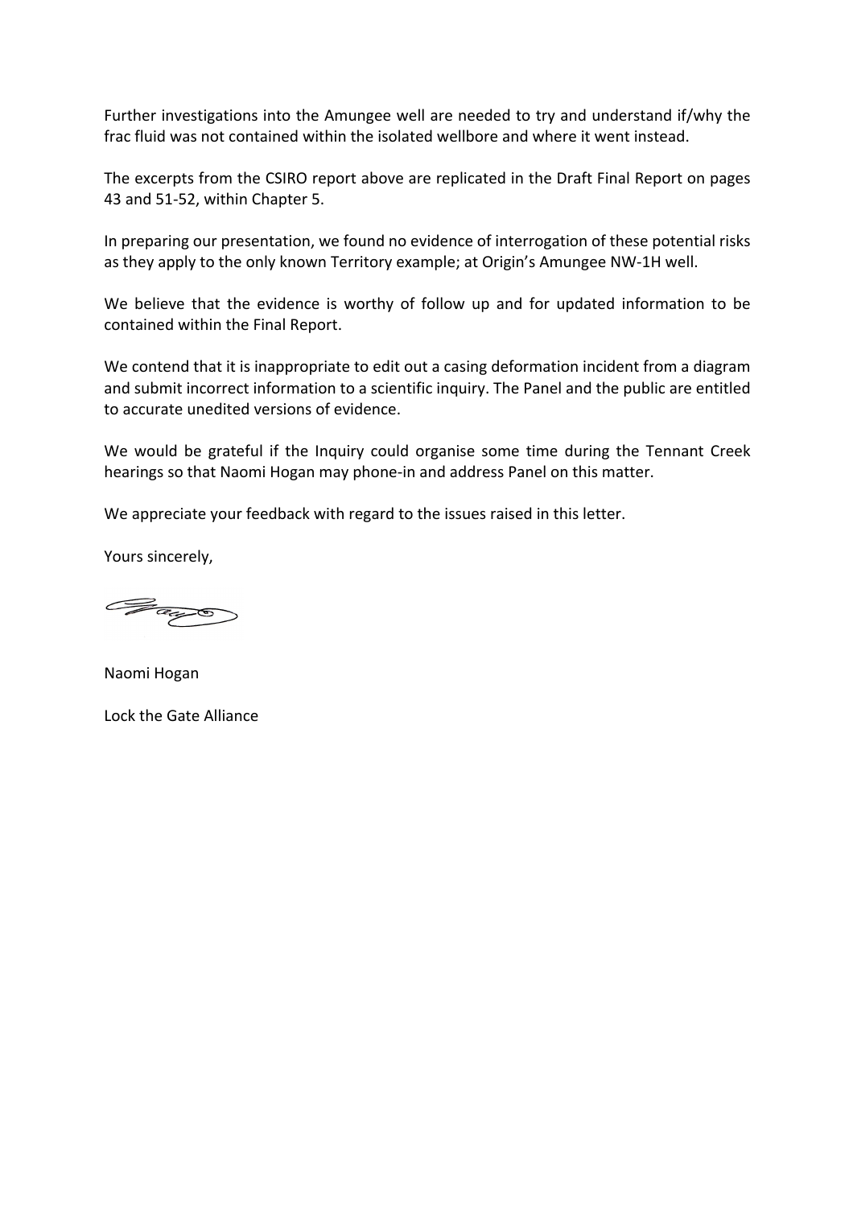Further investigations into the Amungee well are needed to try and understand if/why the frac fluid was not contained within the isolated wellbore and where it went instead.

The excerpts from the CSIRO report above are replicated in the Draft Final Report on pages 43 and 51-52, within Chapter 5.

In preparing our presentation, we found no evidence of interrogation of these potential risks as they apply to the only known Territory example; at Origin's Amungee NW-1H well.

We believe that the evidence is worthy of follow up and for updated information to be contained within the Final Report.

We contend that it is inappropriate to edit out a casing deformation incident from a diagram and submit incorrect information to a scientific inquiry. The Panel and the public are entitled to accurate unedited versions of evidence.

We would be grateful if the Inquiry could organise some time during the Tennant Creek hearings so that Naomi Hogan may phone-in and address Panel on this matter.

We appreciate your feedback with regard to the issues raised in this letter.

Yours sincerely,

Naomi Hogan

Lock the Gate Alliance